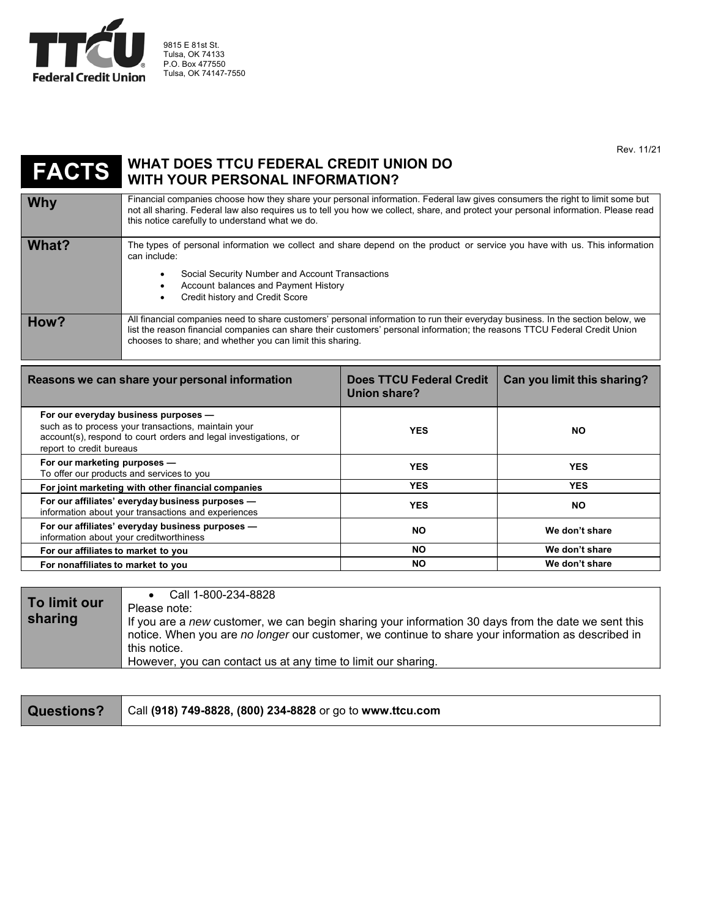TTCU Federal Credit Union

9815 E 81st St.
Tulsa, OK 74133
P.O. Box 477550
Tulsa, OK 74147-7550

Rev. 11/21

# FACTS — WHAT DOES TTCU FEDERAL CREDIT UNION DO WITH YOUR PERSONAL INFORMATION?

| | |
|---|---|
| **Why** | Financial companies choose how they share your personal information. Federal law gives consumers the right to limit some but not all sharing. Federal law also requires us to tell you how we collect, share, and protect your personal information. Please read this notice carefully to understand what we do. |
| **What?** | The types of personal information we collect and share depend on the product or service you have with us. This information can include:<br>• Social Security Number and Account Transactions<br>• Account balances and Payment History<br>• Credit history and Credit Score |
| **How?** | All financial companies need to share customers' personal information to run their everyday business. In the section below, we list the reason financial companies can share their customers' personal information; the reasons TTCU Federal Credit Union chooses to share; and whether you can limit this sharing. |

| Reasons we can share your personal information | Does TTCU Federal Credit Union share? | Can you limit this sharing? |
|---|---|---|
| **For our everyday business purposes —** such as to process your transactions, maintain your account(s), respond to court orders and legal investigations, or report to credit bureaus | **YES** | **NO** |
| **For our marketing purposes —** To offer our products and services to you | **YES** | **YES** |
| **For joint marketing with other financial companies** | **YES** | **YES** |
| **For our affiliates' everyday business purposes —** information about your transactions and experiences | **YES** | **NO** |
| **For our affiliates' everyday business purposes —** information about your creditworthiness | **NO** | **We don't share** |
| **For our affiliates to market to you** | **NO** | **We don't share** |
| **For nonaffiliates to market to you** | **NO** | **We don't share** |

| | |
|---|---|
| **To limit our sharing** | • Call 1-800-234-8828<br>Please note:<br>If you are a *new* customer, we can begin sharing your information 30 days from the date we sent this notice. When you are *no longer* our customer, we continue to share your information as described in this notice.<br>However, you can contact us at any time to limit our sharing. |

| | |
|---|---|
| **Questions?** | Call **(918) 749-8828, (800) 234-8828** or go to **www.ttcu.com** |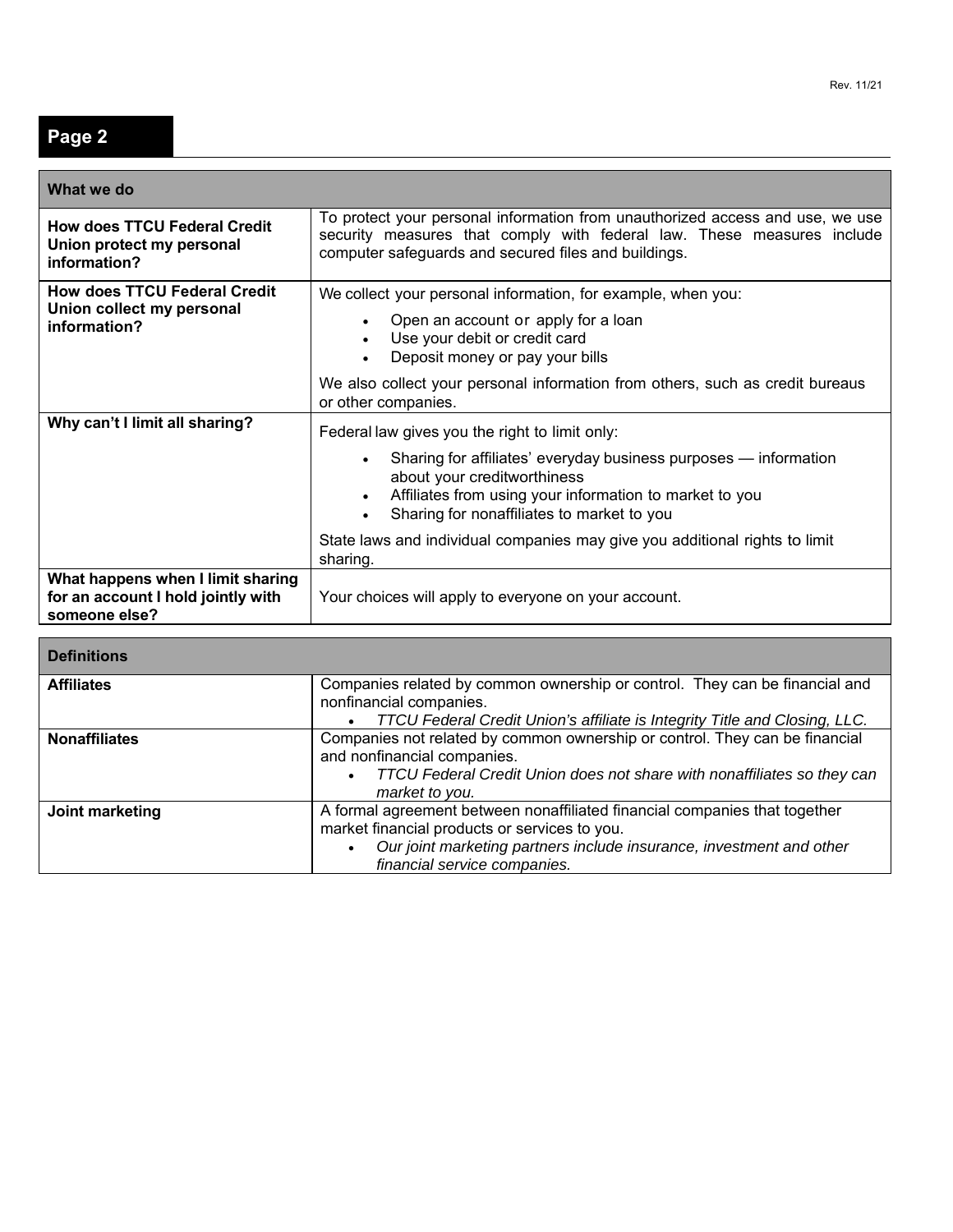Rev. 11/21

## Page 2

| What we do | |
|---|---|
| **How does TTCU Federal Credit Union protect my personal information?** | To protect your personal information from unauthorized access and use, we use security measures that comply with federal law. These measures include computer safeguards and secured files and buildings. |
| **How does TTCU Federal Credit Union collect my personal information?** | We collect your personal information, for example, when you: <br>• Open an account or apply for a loan <br>• Use your debit or credit card <br>• Deposit money or pay your bills <br><br>We also collect your personal information from others, such as credit bureaus or other companies. |
| **Why can't I limit all sharing?** | Federal law gives you the right to limit only: <br>• Sharing for affiliates' everyday business purposes — information about your creditworthiness <br>• Affiliates from using your information to market to you <br>• Sharing for nonaffiliates to market to you <br><br>State laws and individual companies may give you additional rights to limit sharing. |
| **What happens when I limit sharing for an account I hold jointly with someone else?** | Your choices will apply to everyone on your account. |

| Definitions | |
|---|---|
| **Affiliates** | Companies related by common ownership or control. They can be financial and nonfinancial companies. <br>• *TTCU Federal Credit Union's affiliate is Integrity Title and Closing, LLC.* |
| **Nonaffiliates** | Companies not related by common ownership or control. They can be financial and nonfinancial companies. <br>• *TTCU Federal Credit Union does not share with nonaffiliates so they can market to you.* |
| **Joint marketing** | A formal agreement between nonaffiliated financial companies that together market financial products or services to you. <br>• *Our joint marketing partners include insurance, investment and other financial service companies.* |